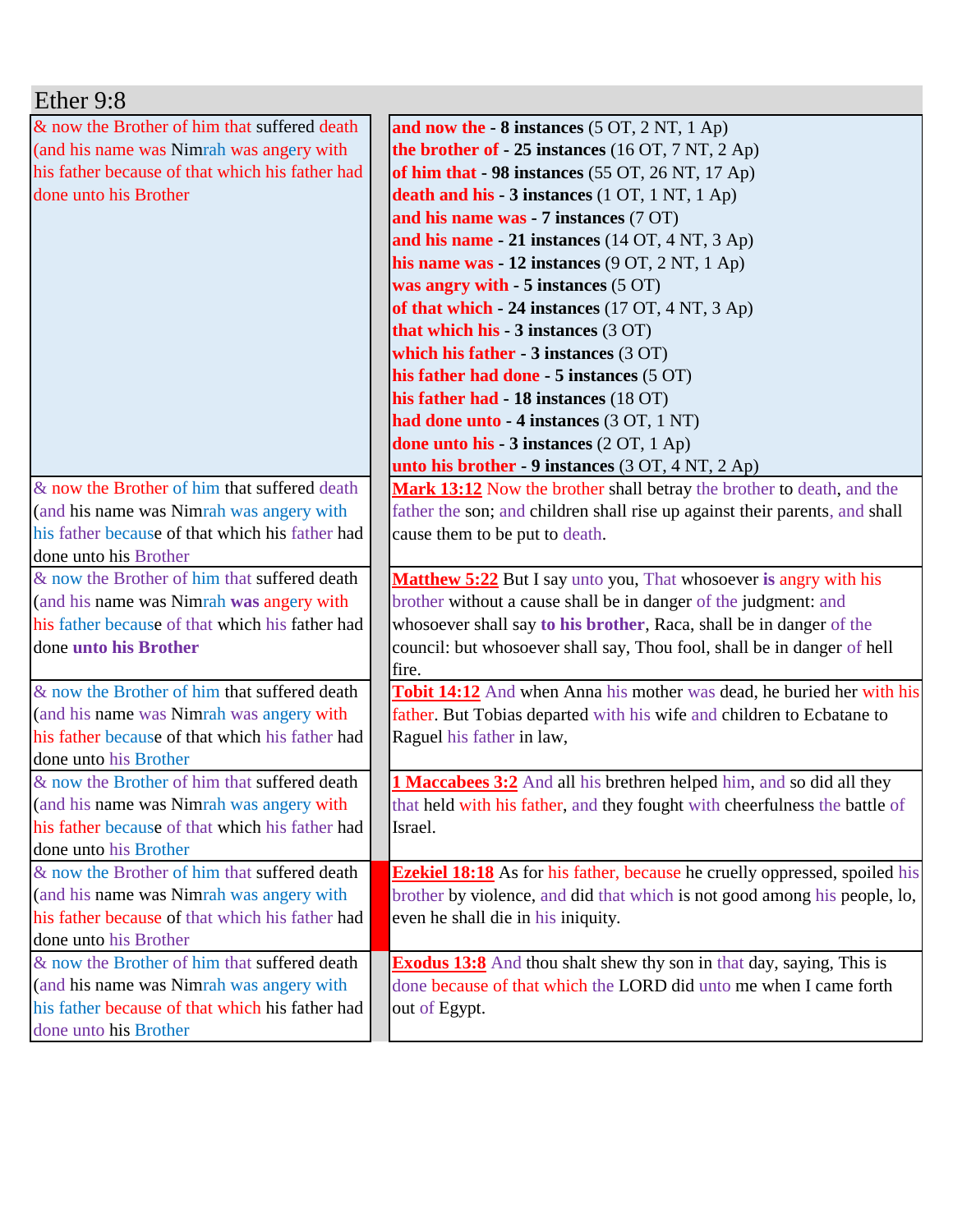## Ether 9:8

| & now the Brother of him that suffered death (and his name was Nimrah was angery with his father because of that which his father had done unto his Brother | and now the - 8 instances (5 OT, 2 NT, 1 Ap)<br>the brother of - 25 instances (16 OT, 7 NT, 2 Ap)<br>of him that - 98 instances (55 OT, 26 NT, 17 Ap)<br>death and his - 3 instances (1 OT, 1 NT, 1 Ap)<br>and his name was - 7 instances (7 OT)<br>and his name - 21 instances (14 OT, 4 NT, 3 Ap)<br>his name was - 12 instances (9 OT, 2 NT, 1 Ap)<br>was angry with - 5 instances (5 OT)<br>of that which - 24 instances (17 OT, 4 NT, 3 Ap)<br>that which his - 3 instances (3 OT)<br>which his father - 3 instances (3 OT)<br>his father had done - 5 instances (5 OT)<br>his father had - 18 instances (18 OT)<br>had done unto - 4 instances (3 OT, 1 NT)<br>done unto his - 3 instances (2 OT, 1 Ap)<br>unto his brother - 9 instances (3 OT, 4 NT, 2 Ap) |
|---|---|
| & now the Brother of him that suffered death (and his name was Nimrah was angery with his father because of that which his father had done unto his Brother | **Mark 13:12** Now the brother shall betray the brother to death, and the father the son; and children shall rise up against their parents, and shall cause them to be put to death. |
| & now the Brother of him that suffered death (and his name was Nimrah **was** angery with his father because of that which his father had done **unto his Brother** | **Matthew 5:22** But I say unto you, That whosoever **is** angry with his brother without a cause shall be in danger of the judgment: and whosoever shall say **to his brother**, Raca, shall be in danger of the council: but whosoever shall say, Thou fool, shall be in danger of hell fire. |
| & now the Brother of him that suffered death (and his name was Nimrah was angery with his father because of that which his father had done unto his Brother | **Tobit 14:12** And when Anna his mother was dead, he buried her with his father. But Tobias departed with his wife and children to Ecbatane to Raguel his father in law, |
| & now the Brother of him that suffered death (and his name was Nimrah was angery with his father because of that which his father had done unto his Brother | **1 Maccabees 3:2** And all his brethren helped him, and so did all they that held with his father, and they fought with cheerfulness the battle of Israel. |
| & now the Brother of him that suffered death (and his name was Nimrah was angery with his father because of that which his father had done unto his Brother | **Ezekiel 18:18** As for his father, because he cruelly oppressed, spoiled his brother by violence, and did that which is not good among his people, lo, even he shall die in his iniquity. |
| & now the Brother of him that suffered death (and his name was Nimrah was angery with his father because of that which his father had done unto his Brother | **Exodus 13:8** And thou shalt shew thy son in that day, saying, This is done because of that which the LORD did unto me when I came forth out of Egypt. |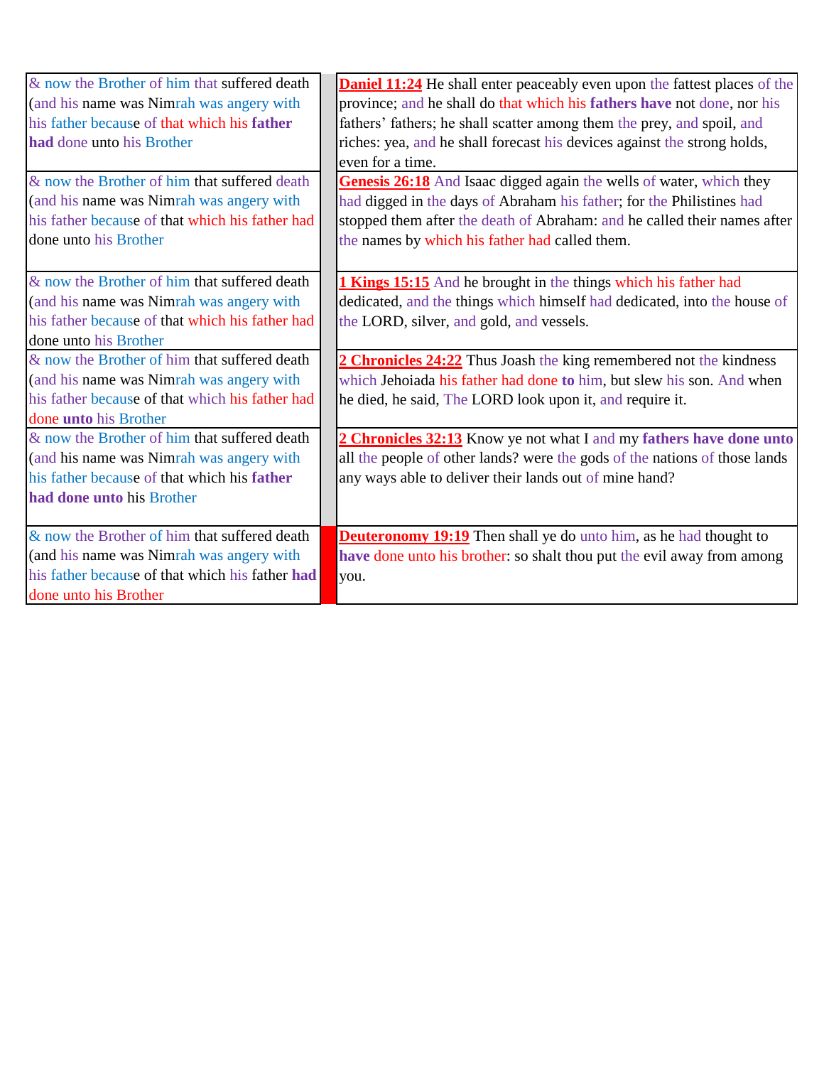| | | |
|---|---|---|
| & now the Brother of him that suffered death (and his name was Nimrah was angery with his father because of that which his **father had** done unto his Brother | | **Daniel 11:24** He shall enter peaceably even upon the fattest places of the province; and he shall do that which his **fathers have** not done, nor his fathers' fathers; he shall scatter among them the prey, and spoil, and riches: yea, and he shall forecast his devices against the strong holds, even for a time. |
| & now the Brother of him that suffered death (and his name was Nimrah was angery with his father because of that which his father had done unto his Brother | | **Genesis 26:18** And Isaac digged again the wells of water, which they had digged in the days of Abraham his father; for the Philistines had stopped them after the death of Abraham: and he called their names after the names by which his father had called them. |
| & now the Brother of him that suffered death (and his name was Nimrah was angery with his father because of that which his father had done unto his Brother | | **1 Kings 15:15** And he brought in the things which his father had dedicated, and the things which himself had dedicated, into the house of the LORD, silver, and gold, and vessels. |
| & now the Brother of him that suffered death (and his name was Nimrah was angery with his father because of that which his father had done **unto** his Brother | | **2 Chronicles 24:22** Thus Joash the king remembered not the kindness which Jehoiada his father had done **to** him, but slew his son. And when he died, he said, The LORD look upon it, and require it. |
| & now the Brother of him that suffered death (and his name was Nimrah was angery with his father because of that which his **father had done unto** his Brother | | **2 Chronicles 32:13** Know ye not what I and my **fathers have done unto** all the people of other lands? were the gods of the nations of those lands any ways able to deliver their lands out of mine hand? |
| & now the Brother of him that suffered death (and his name was Nimrah was angery with his father because of that which his father **had** done unto his Brother | | **Deuteronomy 19:19** Then shall ye do unto him, as he had thought to **have** done unto his brother: so shalt thou put the evil away from among you. |